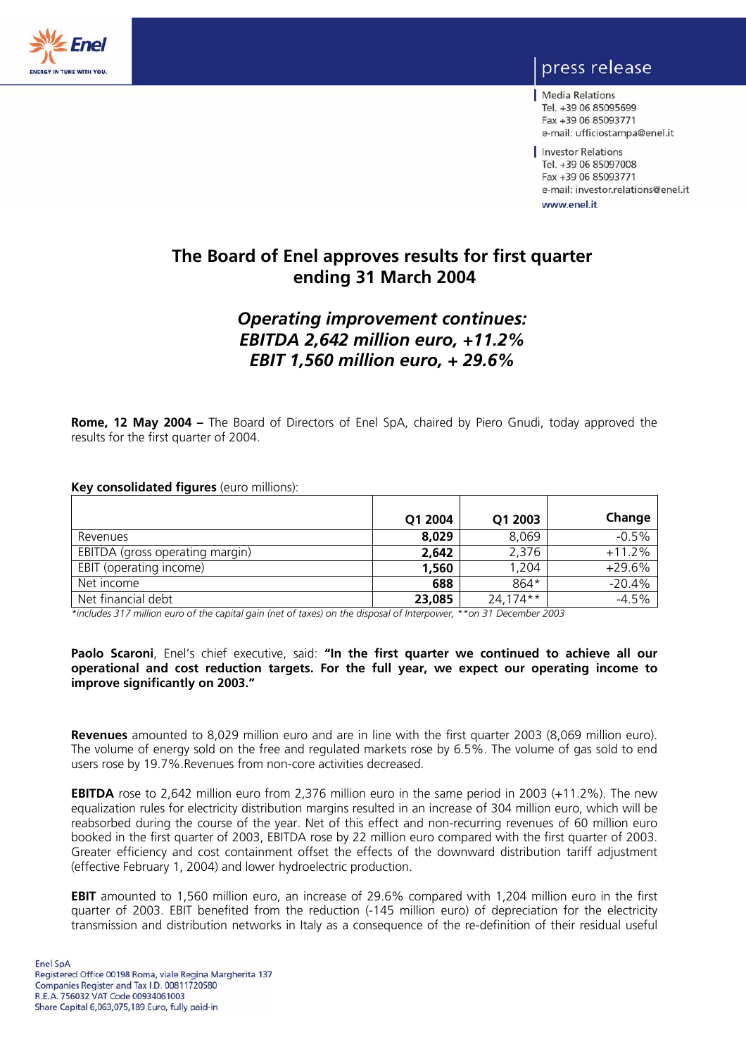press release

Media Relations
Tel. +39 06 85095699
Fax +39 06 85093771
e-mail: ufficiostampa@enel.it

Investor Relations
Tel. +39 06 85097008
Fax +39 06 85093771
e-mail: investor.relations@enel.it
www.enel.it

# The Board of Enel approves results for first quarter ending 31 March 2004

## *Operating improvement continues: EBITDA 2,642 million euro, +11.2% EBIT 1,560 million euro, + 29.6%*

**Rome, 12 May 2004 –** The Board of Directors of Enel SpA, chaired by Piero Gnudi, today approved the results for the first quarter of 2004.

**Key consolidated figures** (euro millions):

| | Q1 2004 | Q1 2003 | Change |
|---|---|---|---|
| Revenues | **8,029** | 8,069 | -0.5% |
| EBITDA (gross operating margin) | **2,642** | 2,376 | +11.2% |
| EBIT (operating income) | **1,560** | 1,204 | +29.6% |
| Net income | **688** | 864* | -20.4% |
| Net financial debt | **23,085** | 24,174** | -4.5% |

*\*includes 317 million euro of the capital gain (net of taxes) on the disposal of Interpower, \*\*on 31 December 2003*

**Paolo Scaroni**, Enel's chief executive, said: **"In the first quarter we continued to achieve all our operational and cost reduction targets. For the full year, we expect our operating income to improve significantly on 2003."**

**Revenues** amounted to 8,029 million euro and are in line with the first quarter 2003 (8,069 million euro). The volume of energy sold on the free and regulated markets rose by 6.5%. The volume of gas sold to end users rose by 19.7%.Revenues from non-core activities decreased.

**EBITDA** rose to 2,642 million euro from 2,376 million euro in the same period in 2003 (+11.2%). The new equalization rules for electricity distribution margins resulted in an increase of 304 million euro, which will be reabsorbed during the course of the year. Net of this effect and non-recurring revenues of 60 million euro booked in the first quarter of 2003, EBITDA rose by 22 million euro compared with the first quarter of 2003. Greater efficiency and cost containment offset the effects of the downward distribution tariff adjustment (effective February 1, 2004) and lower hydroelectric production.

**EBIT** amounted to 1,560 million euro, an increase of 29.6% compared with 1,204 million euro in the first quarter of 2003. EBIT benefited from the reduction (-145 million euro) of depreciation for the electricity transmission and distribution networks in Italy as a consequence of the re-definition of their residual useful

Enel SpA
Registered Office 00198 Roma, viale Regina Margherita 137
Companies Register and Tax I.D. 00811720580
R.E.A. 756032 VAT Code 00934061003
Share Capital 6,063,075,189 Euro, fully paid-in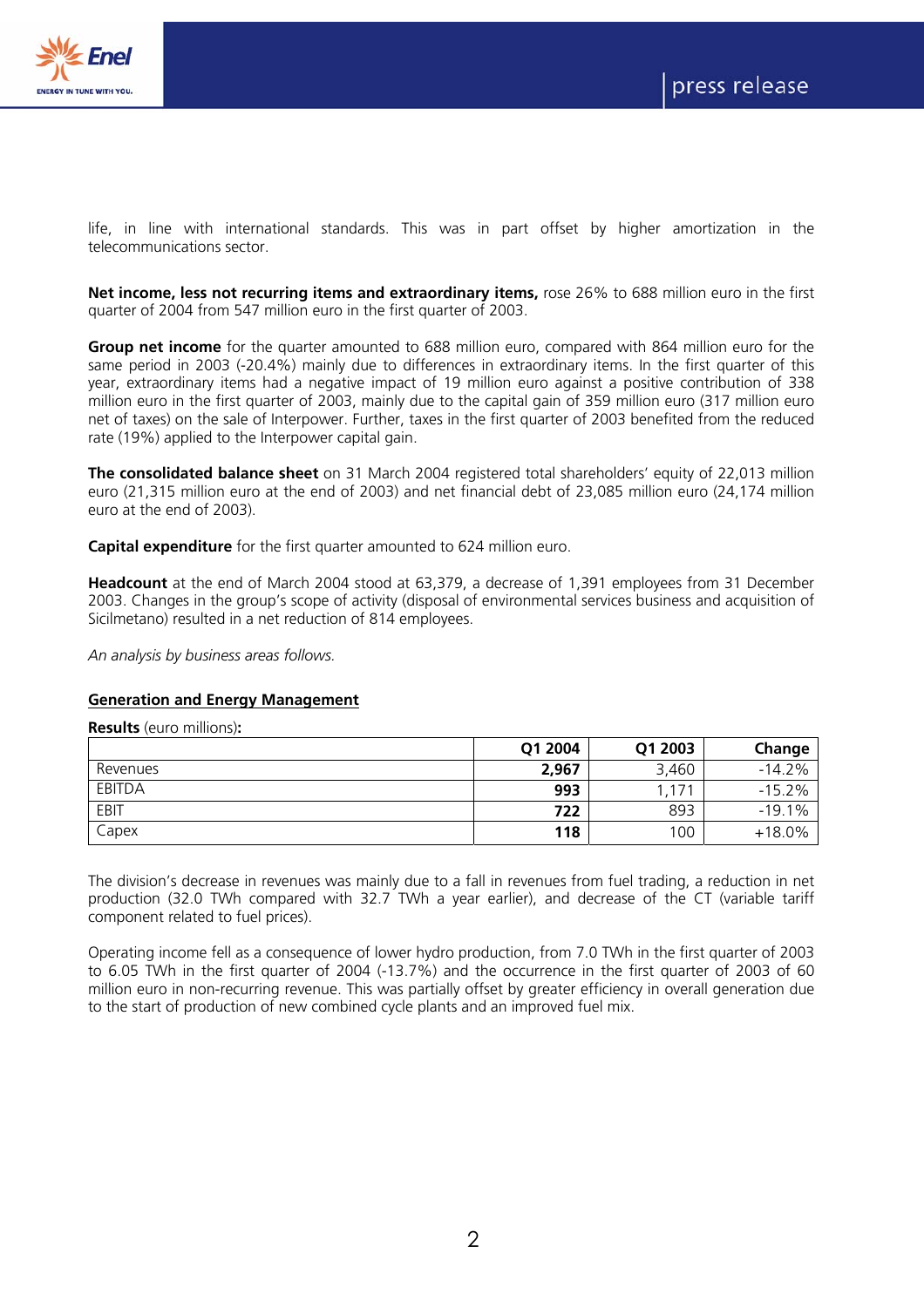life, in line with international standards. This was in part offset by higher amortization in the telecommunications sector.

**Net income, less not recurring items and extraordinary items,** rose 26% to 688 million euro in the first quarter of 2004 from 547 million euro in the first quarter of 2003.

**Group net income** for the quarter amounted to 688 million euro, compared with 864 million euro for the same period in 2003 (-20.4%) mainly due to differences in extraordinary items. In the first quarter of this year, extraordinary items had a negative impact of 19 million euro against a positive contribution of 338 million euro in the first quarter of 2003, mainly due to the capital gain of 359 million euro (317 million euro net of taxes) on the sale of Interpower. Further, taxes in the first quarter of 2003 benefited from the reduced rate (19%) applied to the Interpower capital gain.

**The consolidated balance sheet** on 31 March 2004 registered total shareholders' equity of 22,013 million euro (21,315 million euro at the end of 2003) and net financial debt of 23,085 million euro (24,174 million euro at the end of 2003).

**Capital expenditure** for the first quarter amounted to 624 million euro.

**Headcount** at the end of March 2004 stood at 63,379, a decrease of 1,391 employees from 31 December 2003. Changes in the group's scope of activity (disposal of environmental services business and acquisition of Sicilmetano) resulted in a net reduction of 814 employees.

*An analysis by business areas follows.*

## Generation and Energy Management

**Results** (euro millions)**:**

| | Q1 2004 | Q1 2003 | Change |
|---|---|---|---|
| Revenues | **2,967** | 3,460 | -14.2% |
| EBITDA | **993** | 1,171 | -15.2% |
| EBIT | **722** | 893 | -19.1% |
| Capex | **118** | 100 | +18.0% |

The division's decrease in revenues was mainly due to a fall in revenues from fuel trading, a reduction in net production (32.0 TWh compared with 32.7 TWh a year earlier), and decrease of the CT (variable tariff component related to fuel prices).

Operating income fell as a consequence of lower hydro production, from 7.0 TWh in the first quarter of 2003 to 6.05 TWh in the first quarter of 2004 (-13.7%) and the occurrence in the first quarter of 2003 of 60 million euro in non-recurring revenue. This was partially offset by greater efficiency in overall generation due to the start of production of new combined cycle plants and an improved fuel mix.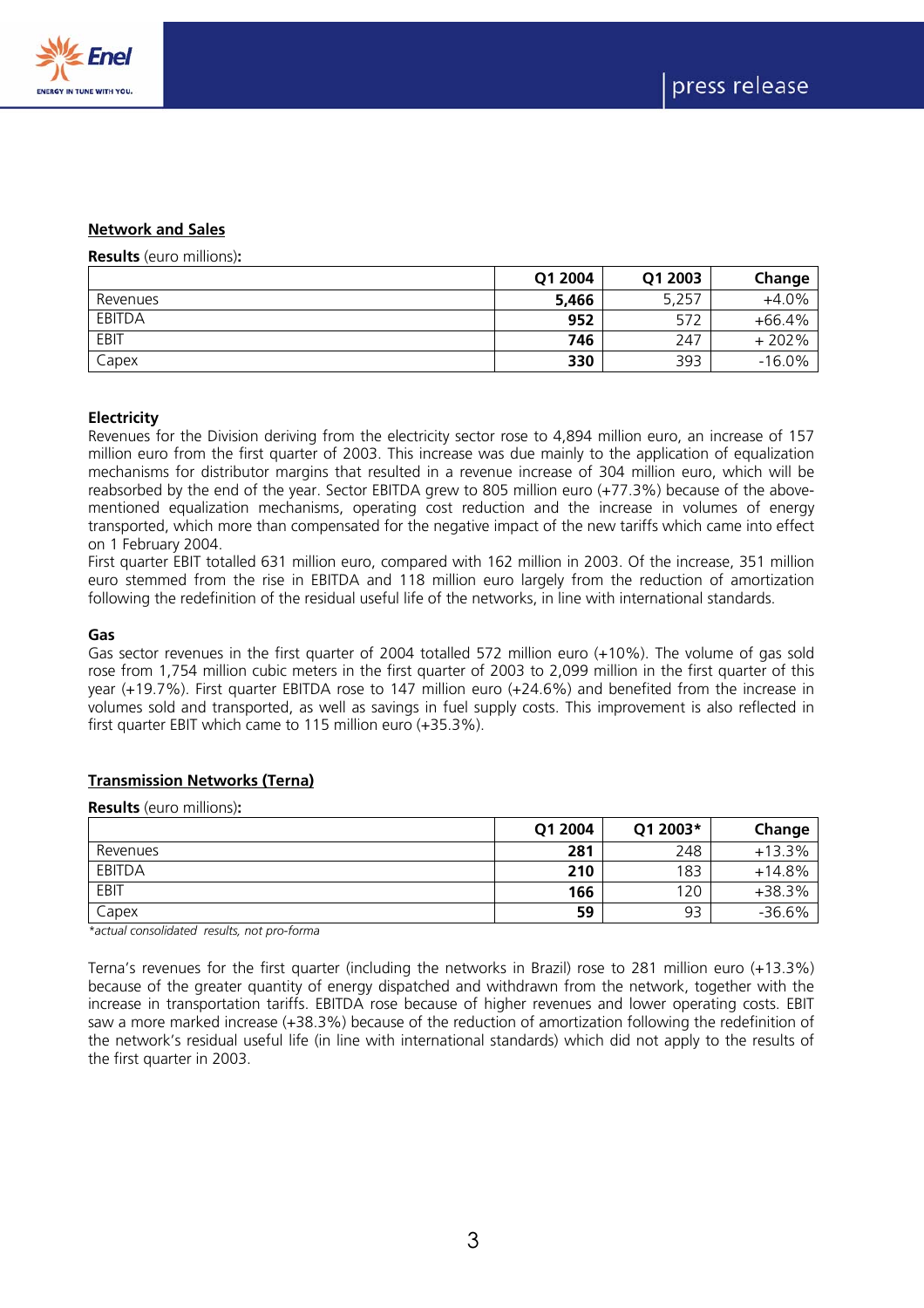## Network and Sales

**Results** (euro millions)**:**

| | Q1 2004 | Q1 2003 | Change |
|---|---|---|---|
| Revenues | **5,466** | 5,257 | +4.0% |
| EBITDA | **952** | 572 | +66.4% |
| EBIT | **746** | 247 | + 202% |
| Capex | **330** | 393 | -16.0% |

**Electricity**

Revenues for the Division deriving from the electricity sector rose to 4,894 million euro, an increase of 157 million euro from the first quarter of 2003. This increase was due mainly to the application of equalization mechanisms for distributor margins that resulted in a revenue increase of 304 million euro, which will be reabsorbed by the end of the year. Sector EBITDA grew to 805 million euro (+77.3%) because of the above-mentioned equalization mechanisms, operating cost reduction and the increase in volumes of energy transported, which more than compensated for the negative impact of the new tariffs which came into effect on 1 February 2004.

First quarter EBIT totalled 631 million euro, compared with 162 million in 2003. Of the increase, 351 million euro stemmed from the rise in EBITDA and 118 million euro largely from the reduction of amortization following the redefinition of the residual useful life of the networks, in line with international standards.

**Gas**

Gas sector revenues in the first quarter of 2004 totalled 572 million euro (+10%). The volume of gas sold rose from 1,754 million cubic meters in the first quarter of 2003 to 2,099 million in the first quarter of this year (+19.7%). First quarter EBITDA rose to 147 million euro (+24.6%) and benefited from the increase in volumes sold and transported, as well as savings in fuel supply costs. This improvement is also reflected in first quarter EBIT which came to 115 million euro (+35.3%).

## Transmission Networks (Terna)

**Results** (euro millions)**:**

| | Q1 2004 | Q1 2003* | Change |
|---|---|---|---|
| Revenues | **281** | 248 | +13.3% |
| EBITDA | **210** | 183 | +14.8% |
| EBIT | **166** | 120 | +38.3% |
| Capex | **59** | 93 | -36.6% |

*\*actual consolidated results, not pro-forma*

Terna's revenues for the first quarter (including the networks in Brazil) rose to 281 million euro (+13.3%) because of the greater quantity of energy dispatched and withdrawn from the network, together with the increase in transportation tariffs. EBITDA rose because of higher revenues and lower operating costs. EBIT saw a more marked increase (+38.3%) because of the reduction of amortization following the redefinition of the network's residual useful life (in line with international standards) which did not apply to the results of the first quarter in 2003.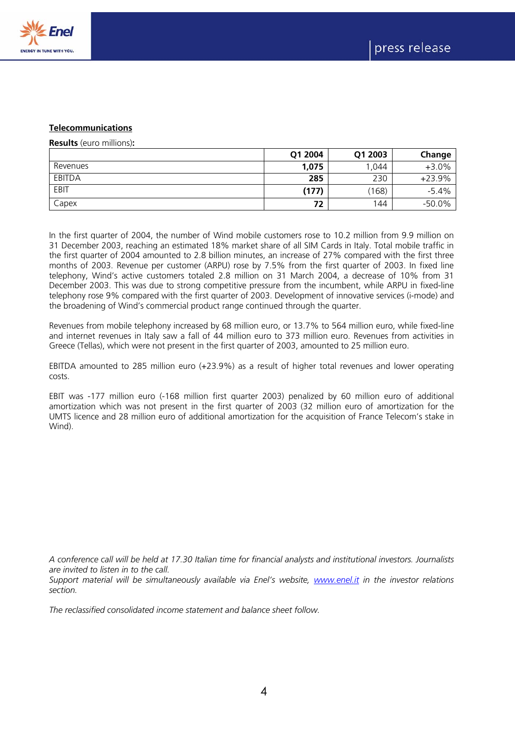**Telecommunications**

**Results** (euro millions)**:**

| | Q1 2004 | Q1 2003 | Change |
|---|---|---|---|
| Revenues | **1,075** | 1,044 | +3.0% |
| EBITDA | **285** | 230 | +23.9% |
| EBIT | **(177)** | (168) | -5.4% |
| Capex | **72** | 144 | -50.0% |

In the first quarter of 2004, the number of Wind mobile customers rose to 10.2 million from 9.9 million on 31 December 2003, reaching an estimated 18% market share of all SIM Cards in Italy. Total mobile traffic in the first quarter of 2004 amounted to 2.8 billion minutes, an increase of 27% compared with the first three months of 2003. Revenue per customer (ARPU) rose by 7.5% from the first quarter of 2003. In fixed line telephony, Wind's active customers totaled 2.8 million on 31 March 2004, a decrease of 10% from 31 December 2003. This was due to strong competitive pressure from the incumbent, while ARPU in fixed-line telephony rose 9% compared with the first quarter of 2003. Development of innovative services (i-mode) and the broadening of Wind's commercial product range continued through the quarter.

Revenues from mobile telephony increased by 68 million euro, or 13.7% to 564 million euro, while fixed-line and internet revenues in Italy saw a fall of 44 million euro to 373 million euro. Revenues from activities in Greece (Tellas), which were not present in the first quarter of 2003, amounted to 25 million euro.

EBITDA amounted to 285 million euro (+23.9%) as a result of higher total revenues and lower operating costs.

EBIT was -177 million euro (-168 million first quarter 2003) penalized by 60 million euro of additional amortization which was not present in the first quarter of 2003 (32 million euro of amortization for the UMTS licence and 28 million euro of additional amortization for the acquisition of France Telecom's stake in Wind).

*A conference call will be held at 17.30 Italian time for financial analysts and institutional investors. Journalists are invited to listen in to the call.*
*Support material will be simultaneously available via Enel's website, [www.enel.it](http://www.enel.it) in the investor relations section.*

*The reclassified consolidated income statement and balance sheet follow.*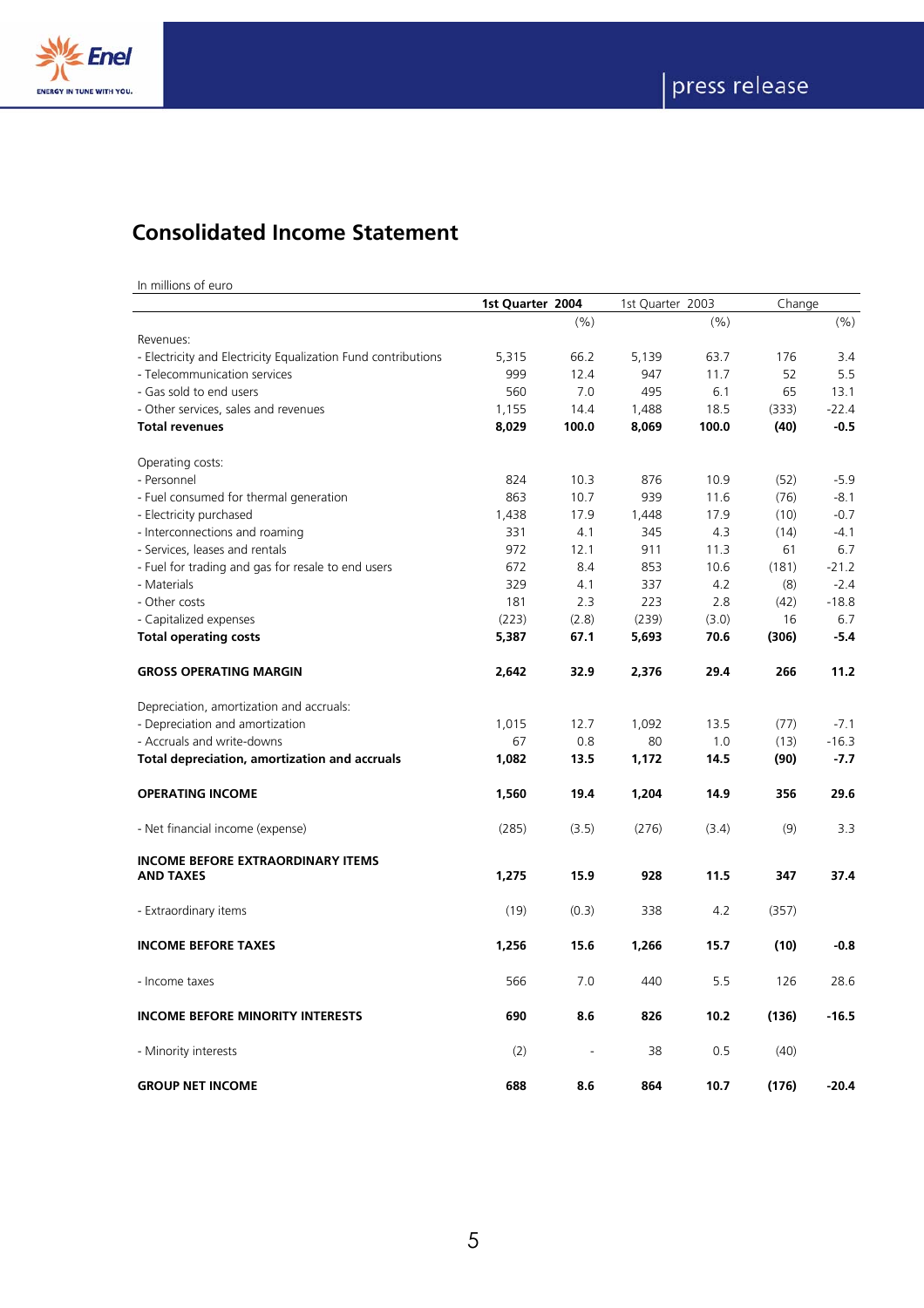# Consolidated Income Statement

In millions of euro

| | 1st Quarter 2004 | | 1st Quarter 2003 | | Change | |
|---|---|---|---|---|---|---|
| | | (%) | | (%) | | (%) |
| Revenues: | | | | | | |
| - Electricity and Electricity Equalization Fund contributions | 5,315 | 66.2 | 5,139 | 63.7 | 176 | 3.4 |
| - Telecommunication services | 999 | 12.4 | 947 | 11.7 | 52 | 5.5 |
| - Gas sold to end users | 560 | 7.0 | 495 | 6.1 | 65 | 13.1 |
| - Other services, sales and revenues | 1,155 | 14.4 | 1,488 | 18.5 | (333) | -22.4 |
| **Total revenues** | **8,029** | **100.0** | **8,069** | **100.0** | **(40)** | **-0.5** |
| Operating costs: | | | | | | |
| - Personnel | 824 | 10.3 | 876 | 10.9 | (52) | -5.9 |
| - Fuel consumed for thermal generation | 863 | 10.7 | 939 | 11.6 | (76) | -8.1 |
| - Electricity purchased | 1,438 | 17.9 | 1,448 | 17.9 | (10) | -0.7 |
| - Interconnections and roaming | 331 | 4.1 | 345 | 4.3 | (14) | -4.1 |
| - Services, leases and rentals | 972 | 12.1 | 911 | 11.3 | 61 | 6.7 |
| - Fuel for trading and gas for resale to end users | 672 | 8.4 | 853 | 10.6 | (181) | -21.2 |
| - Materials | 329 | 4.1 | 337 | 4.2 | (8) | -2.4 |
| - Other costs | 181 | 2.3 | 223 | 2.8 | (42) | -18.8 |
| - Capitalized expenses | (223) | (2.8) | (239) | (3.0) | 16 | 6.7 |
| **Total operating costs** | **5,387** | **67.1** | **5,693** | **70.6** | **(306)** | **-5.4** |
| **GROSS OPERATING MARGIN** | **2,642** | **32.9** | **2,376** | **29.4** | **266** | **11.2** |
| Depreciation, amortization and accruals: | | | | | | |
| - Depreciation and amortization | 1,015 | 12.7 | 1,092 | 13.5 | (77) | -7.1 |
| - Accruals and write-downs | 67 | 0.8 | 80 | 1.0 | (13) | -16.3 |
| **Total depreciation, amortization and accruals** | **1,082** | **13.5** | **1,172** | **14.5** | **(90)** | **-7.7** |
| **OPERATING INCOME** | **1,560** | **19.4** | **1,204** | **14.9** | **356** | **29.6** |
| - Net financial income (expense) | (285) | (3.5) | (276) | (3.4) | (9) | 3.3 |
| **INCOME BEFORE EXTRAORDINARY ITEMS AND TAXES** | **1,275** | **15.9** | **928** | **11.5** | **347** | **37.4** |
| - Extraordinary items | (19) | (0.3) | 338 | 4.2 | (357) | |
| **INCOME BEFORE TAXES** | **1,256** | **15.6** | **1,266** | **15.7** | **(10)** | **-0.8** |
| - Income taxes | 566 | 7.0 | 440 | 5.5 | 126 | 28.6 |
| **INCOME BEFORE MINORITY INTERESTS** | **690** | **8.6** | **826** | **10.2** | **(136)** | **-16.5** |
| - Minority interests | (2) | - | 38 | 0.5 | (40) | |
| **GROUP NET INCOME** | **688** | **8.6** | **864** | **10.7** | **(176)** | **-20.4** |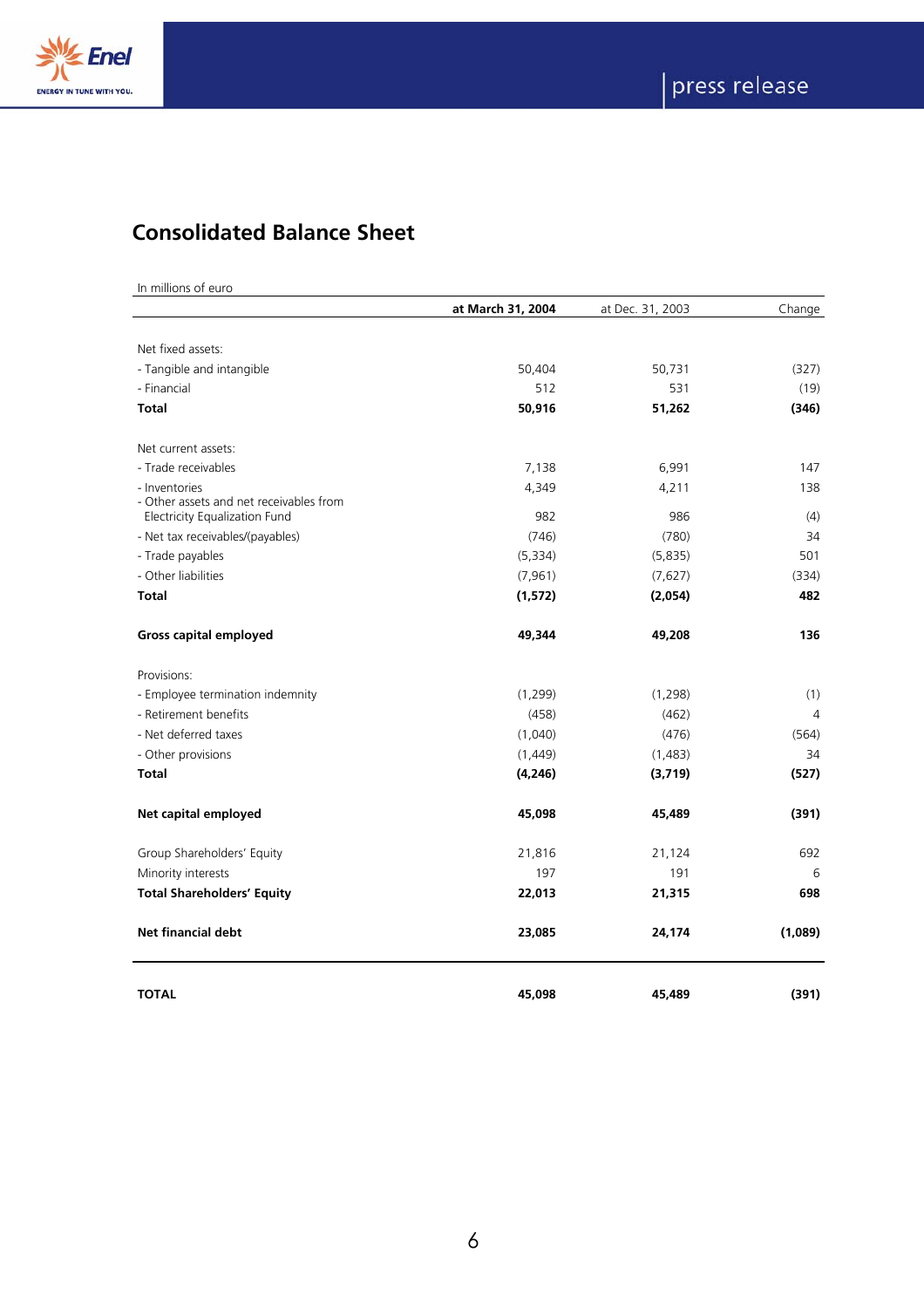# Consolidated Balance Sheet

In millions of euro

| | **at March 31, 2004** | at Dec. 31, 2003 | Change |
|---|---|---|---|
| Net fixed assets: | | | |
| - Tangible and intangible | 50,404 | 50,731 | (327) |
| - Financial | 512 | 531 | (19) |
| **Total** | **50,916** | **51,262** | **(346)** |
| Net current assets: | | | |
| - Trade receivables | 7,138 | 6,991 | 147 |
| - Inventories | 4,349 | 4,211 | 138 |
| - Other assets and net receivables from Electricity Equalization Fund | 982 | 986 | (4) |
| - Net tax receivables/(payables) | (746) | (780) | 34 |
| - Trade payables | (5,334) | (5,835) | 501 |
| - Other liabilities | (7,961) | (7,627) | (334) |
| **Total** | **(1,572)** | **(2,054)** | **482** |
| **Gross capital employed** | **49,344** | **49,208** | **136** |
| Provisions: | | | |
| - Employee termination indemnity | (1,299) | (1,298) | (1) |
| - Retirement benefits | (458) | (462) | 4 |
| - Net deferred taxes | (1,040) | (476) | (564) |
| - Other provisions | (1,449) | (1,483) | 34 |
| **Total** | **(4,246)** | **(3,719)** | **(527)** |
| **Net capital employed** | **45,098** | **45,489** | **(391)** |
| Group Shareholders' Equity | 21,816 | 21,124 | 692 |
| Minority interests | 197 | 191 | 6 |
| **Total Shareholders' Equity** | **22,013** | **21,315** | **698** |
| **Net financial debt** | **23,085** | **24,174** | **(1,089)** |
| **TOTAL** | **45,098** | **45,489** | **(391)** |